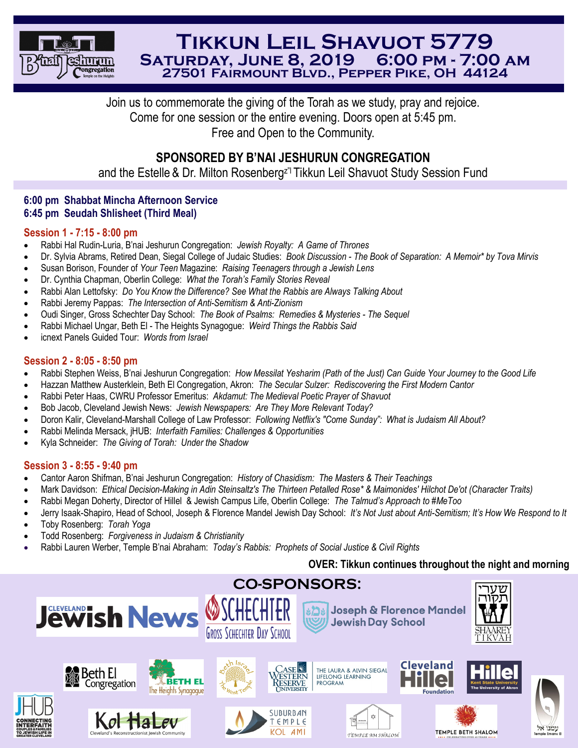# Tikkun Leil Shavuot 5779

## Saturday, June 8, 2019 6:00 pm - 7:00 am

### 27501 Fairmount Blvd., Pepper Pike, OH 44124

Join us to commemorate the giving of the Torah as we study, pray and rejoice.
Come for one session or the entire evening. Doors open at 5:45 pm.
Free and Open to the Community.

**SPONSORED BY B'NAI JESHURUN CONGREGATION**

and the Estelle & Dr. Milton Rosenberg[z"l] Tikkun Leil Shavuot Study Session Fund

**6:00 pm Shabbat Mincha Afternoon Service**
**6:45 pm Seudah Shlisheet (Third Meal)**

### Session 1 - 7:15 - 8:00 pm

- Rabbi Hal Rudin-Luria, B'nai Jeshurun Congregation: *Jewish Royalty: A Game of Thrones*
- Dr. Sylvia Abrams, Retired Dean, Siegal College of Judaic Studies: *Book Discussion - The Book of Separation: A Memoir* by Tova Mirvis*
- Susan Borison, Founder of *Your Teen* Magazine: *Raising Teenagers through a Jewish Lens*
- Dr. Cynthia Chapman, Oberlin College: *What the Torah's Family Stories Reveal*
- Rabbi Alan Lettofsky: *Do You Know the Difference? See What the Rabbis are Always Talking About*
- Rabbi Jeremy Pappas: *The Intersection of Anti-Semitism & Anti-Zionism*
- Oudi Singer, Gross Schechter Day School: *The Book of Psalms: Remedies & Mysteries - The Sequel*
- Rabbi Michael Ungar, Beth El - The Heights Synagogue: *Weird Things the Rabbis Said*
- icnext Panels Guided Tour: *Words from Israel*

### Session 2 - 8:05 - 8:50 pm

- Rabbi Stephen Weiss, B'nai Jeshurun Congregation: *How Messilat Yesharim (Path of the Just) Can Guide Your Journey to the Good Life*
- Hazzan Matthew Austerklein, Beth El Congregation, Akron: *The Secular Sulzer: Rediscovering the First Modern Cantor*
- Rabbi Peter Haas, CWRU Professor Emeritus: *Akdamut: The Medieval Poetic Prayer of Shavuot*
- Bob Jacob, Cleveland Jewish News: *Jewish Newspapers: Are They More Relevant Today?*
- Doron Kalir, Cleveland-Marshall College of Law Professor: *Following Netflix's "Come Sunday": What is Judaism All About?*
- Rabbi Melinda Mersack, jHUB: *Interfaith Families: Challenges & Opportunities*
- Kyla Schneider: *The Giving of Torah: Under the Shadow*

### Session 3 - 8:55 - 9:40 pm

- Cantor Aaron Shifman, B'nai Jeshurun Congregation: *History of Chasidism: The Masters & Their Teachings*
- Mark Davidson: *Ethical Decision-Making in Adin Steinsaltz's The Thirteen Petalled Rose* & Maimonides' Hilchot De'ot (Character Traits)*
- Rabbi Megan Doherty, Director of Hillel & Jewish Campus Life, Oberlin College: *The Talmud's Approach to #MeToo*
- Jerry Isaak-Shapiro, Head of School, Joseph & Florence Mandel Jewish Day School: *It's Not Just about Anti-Semitism; It's How We Respond to It*
- Toby Rosenberg: *Torah Yoga*
- Todd Rosenberg: *Forgiveness in Judaism & Christianity*
- Rabbi Lauren Werber, Temple B'nai Abraham: *Today's Rabbis: Prophets of Social Justice & Civil Rights*

**OVER: Tikkun continues throughout the night and morning**

## CO-SPONSORS:

Cleveland Jewish News · Gross Schechter Day School · Joseph & Florence Mandel Jewish Day School · Shaarey Tikvah · Beth El Congregation · Beth El The Heights Synagogue · Beth Israel The West Temple · Case Western Reserve University The Laura & Alvin Siegal Lifelong Learning Program · Cleveland Hillel Foundation · Hillel Kent State University The University of Akron · JHUB · Kol HaLev · Suburban Temple Kol Ami · Temple Am Shalom · Temple Beth Shalom · Temple Emanu El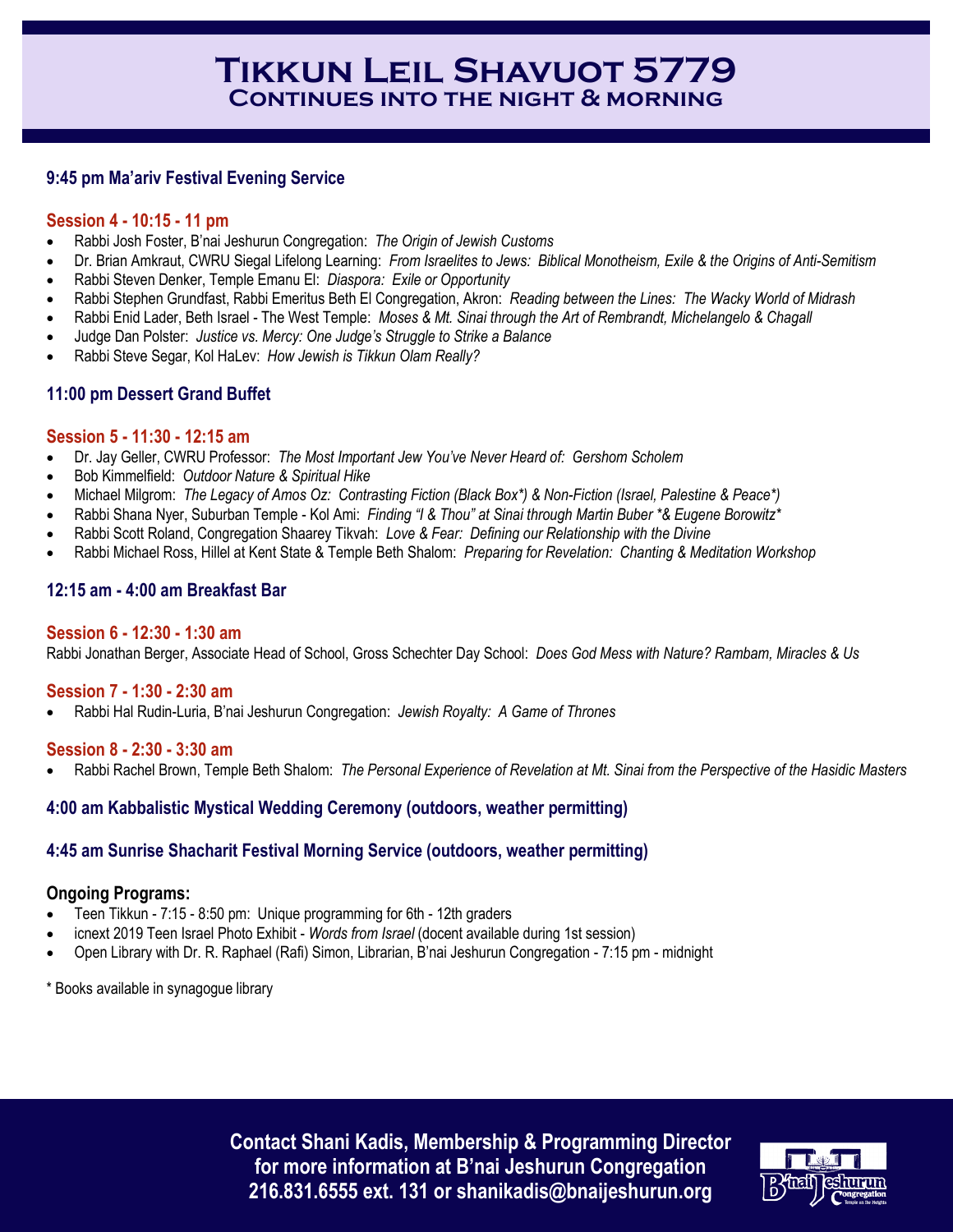# Tikkun Leil Shavuot 5779
## Continues into the night & morning

### 9:45 pm Ma'ariv Festival Evening Service

### Session 4 - 10:15 - 11 pm

- Rabbi Josh Foster, B'nai Jeshurun Congregation: *The Origin of Jewish Customs*
- Dr. Brian Amkraut, CWRU Siegal Lifelong Learning: *From Israelites to Jews: Biblical Monotheism, Exile & the Origins of Anti-Semitism*
- Rabbi Steven Denker, Temple Emanu El: *Diaspora: Exile or Opportunity*
- Rabbi Stephen Grundfast, Rabbi Emeritus Beth El Congregation, Akron: *Reading between the Lines: The Wacky World of Midrash*
- Rabbi Enid Lader, Beth Israel - The West Temple: *Moses & Mt. Sinai through the Art of Rembrandt, Michelangelo & Chagall*
- Judge Dan Polster: *Justice vs. Mercy: One Judge's Struggle to Strike a Balance*
- Rabbi Steve Segar, Kol HaLev: *How Jewish is Tikkun Olam Really?*

### 11:00 pm Dessert Grand Buffet

### Session 5 - 11:30 - 12:15 am

- Dr. Jay Geller, CWRU Professor: *The Most Important Jew You've Never Heard of: Gershom Scholem*
- Bob Kimmelfield: *Outdoor Nature & Spiritual Hike*
- Michael Milgrom: *The Legacy of Amos Oz: Contrasting Fiction (Black Box*) & Non-Fiction (Israel, Palestine & Peace*)*
- Rabbi Shana Nyer, Suburban Temple - Kol Ami: *Finding "I & Thou" at Sinai through Martin Buber *& Eugene Borowitz**
- Rabbi Scott Roland, Congregation Shaarey Tikvah: *Love & Fear: Defining our Relationship with the Divine*
- Rabbi Michael Ross, Hillel at Kent State & Temple Beth Shalom: *Preparing for Revelation: Chanting & Meditation Workshop*

### 12:15 am - 4:00 am Breakfast Bar

### Session 6 - 12:30 - 1:30 am

Rabbi Jonathan Berger, Associate Head of School, Gross Schechter Day School: *Does God Mess with Nature? Rambam, Miracles & Us*

### Session 7 - 1:30 - 2:30 am

- Rabbi Hal Rudin-Luria, B'nai Jeshurun Congregation: *Jewish Royalty: A Game of Thrones*

### Session 8 - 2:30 - 3:30 am

- Rabbi Rachel Brown, Temple Beth Shalom: *The Personal Experience of Revelation at Mt. Sinai from the Perspective of the Hasidic Masters*

### 4:00 am Kabbalistic Mystical Wedding Ceremony (outdoors, weather permitting)

### 4:45 am Sunrise Shacharit Festival Morning Service (outdoors, weather permitting)

### Ongoing Programs:

- Teen Tikkun - 7:15 - 8:50 pm: Unique programming for 6th - 12th graders
- icnext 2019 Teen Israel Photo Exhibit - *Words from Israel* (docent available during 1st session)
- Open Library with Dr. R. Raphael (Rafi) Simon, Librarian, B'nai Jeshurun Congregation - 7:15 pm - midnight

\* Books available in synagogue library

**Contact Shani Kadis, Membership & Programming Director for more information at B'nai Jeshurun Congregation 216.831.6555 ext. 131 or shanikadis@bnaijeshurun.org**